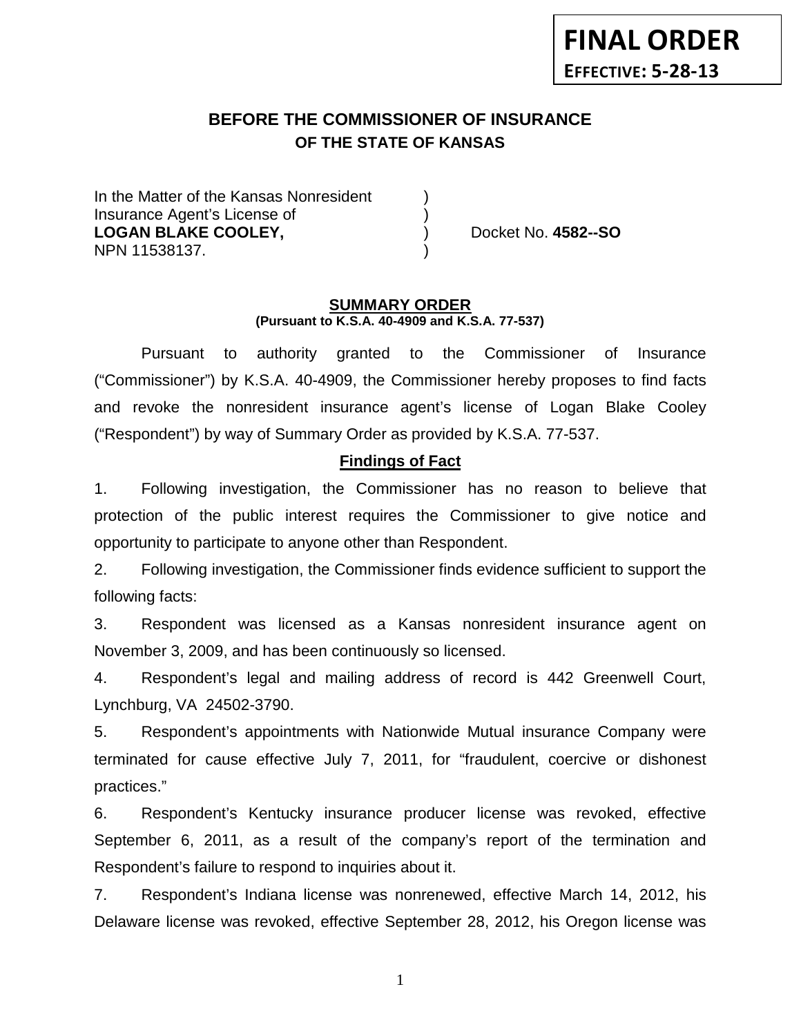**FINAL ORDER**
**EFFECTIVE: 5-28-13**

## BEFORE THE COMMISSIONER OF INSURANCE
### OF THE STATE OF KANSAS

In the Matter of the Kansas Nonresident )
Insurance Agent's License of )
**LOGAN BLAKE COOLEY,** ) Docket No. **4582--SO**
NPN 11538137. )

### SUMMARY ORDER
**(Pursuant to K.S.A. 40-4909 and K.S.A. 77-537)**

Pursuant to authority granted to the Commissioner of Insurance ("Commissioner") by K.S.A. 40-4909, the Commissioner hereby proposes to find facts and revoke the nonresident insurance agent's license of Logan Blake Cooley ("Respondent") by way of Summary Order as provided by K.S.A. 77-537.

### Findings of Fact

1. Following investigation, the Commissioner has no reason to believe that protection of the public interest requires the Commissioner to give notice and opportunity to participate to anyone other than Respondent.

2. Following investigation, the Commissioner finds evidence sufficient to support the following facts:

3. Respondent was licensed as a Kansas nonresident insurance agent on November 3, 2009, and has been continuously so licensed.

4. Respondent's legal and mailing address of record is 442 Greenwell Court, Lynchburg, VA 24502-3790.

5. Respondent's appointments with Nationwide Mutual insurance Company were terminated for cause effective July 7, 2011, for "fraudulent, coercive or dishonest practices."

6. Respondent's Kentucky insurance producer license was revoked, effective September 6, 2011, as a result of the company's report of the termination and Respondent's failure to respond to inquiries about it.

7. Respondent's Indiana license was nonrenewed, effective March 14, 2012, his Delaware license was revoked, effective September 28, 2012, his Oregon license was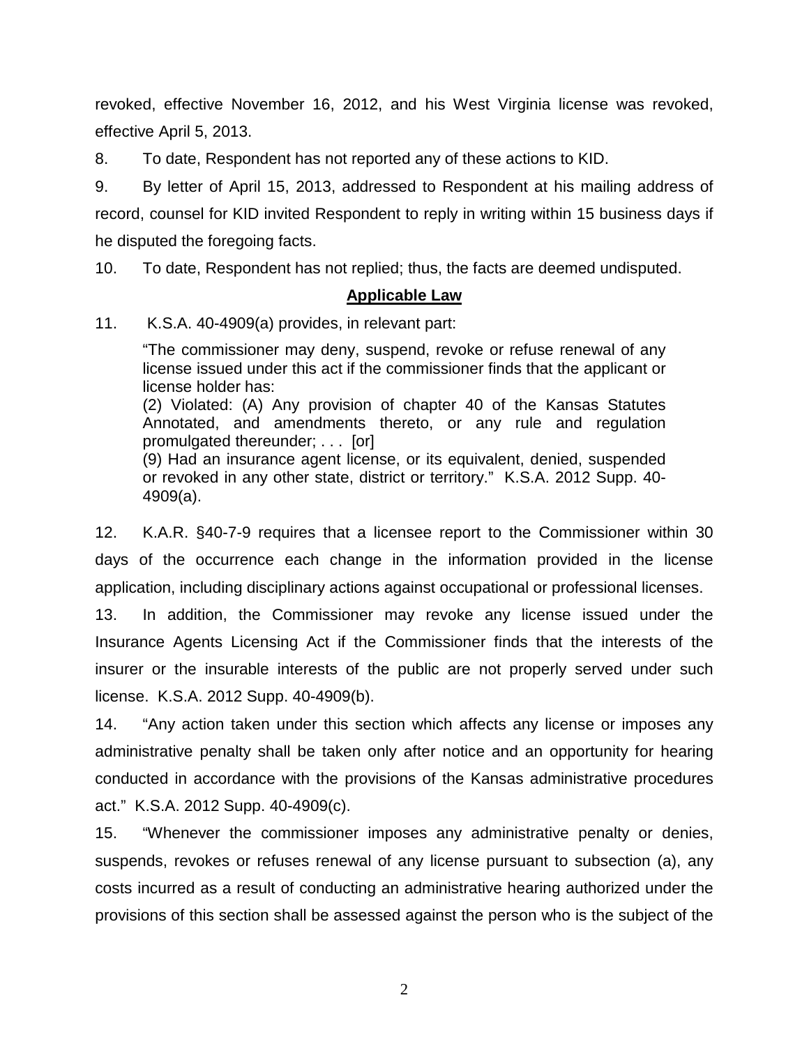revoked, effective November 16, 2012, and his West Virginia license was revoked, effective April 5, 2013.

8. To date, Respondent has not reported any of these actions to KID.

9. By letter of April 15, 2013, addressed to Respondent at his mailing address of record, counsel for KID invited Respondent to reply in writing within 15 business days if he disputed the foregoing facts.

10. To date, Respondent has not replied; thus, the facts are deemed undisputed.

## Applicable Law

11. K.S.A. 40-4909(a) provides, in relevant part:

> "The commissioner may deny, suspend, revoke or refuse renewal of any license issued under this act if the commissioner finds that the applicant or license holder has:
> (2) Violated: (A) Any provision of chapter 40 of the Kansas Statutes Annotated, and amendments thereto, or any rule and regulation promulgated thereunder; . . . [or]
> (9) Had an insurance agent license, or its equivalent, denied, suspended or revoked in any other state, district or territory." K.S.A. 2012 Supp. 40-4909(a).

12. K.A.R. §40-7-9 requires that a licensee report to the Commissioner within 30 days of the occurrence each change in the information provided in the license application, including disciplinary actions against occupational or professional licenses.

13. In addition, the Commissioner may revoke any license issued under the Insurance Agents Licensing Act if the Commissioner finds that the interests of the insurer or the insurable interests of the public are not properly served under such license. K.S.A. 2012 Supp. 40-4909(b).

14. "Any action taken under this section which affects any license or imposes any administrative penalty shall be taken only after notice and an opportunity for hearing conducted in accordance with the provisions of the Kansas administrative procedures act." K.S.A. 2012 Supp. 40-4909(c).

15. "Whenever the commissioner imposes any administrative penalty or denies, suspends, revokes or refuses renewal of any license pursuant to subsection (a), any costs incurred as a result of conducting an administrative hearing authorized under the provisions of this section shall be assessed against the person who is the subject of the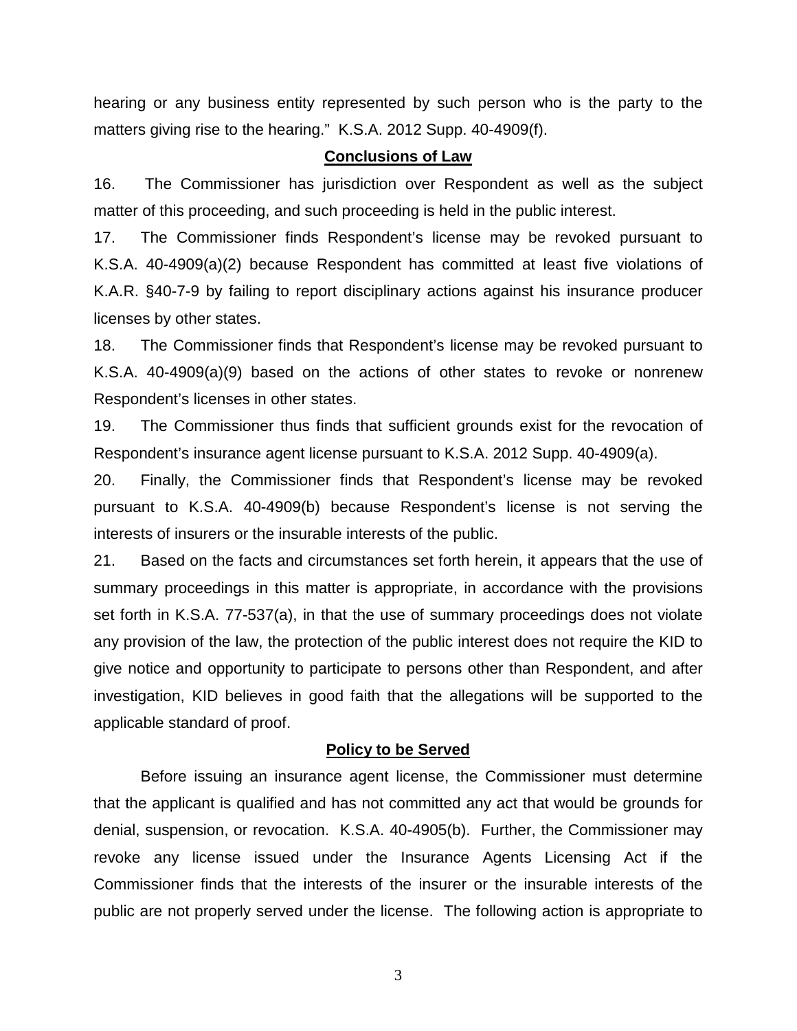hearing or any business entity represented by such person who is the party to the matters giving rise to the hearing." K.S.A. 2012 Supp. 40-4909(f).

## **Conclusions of Law**

16. The Commissioner has jurisdiction over Respondent as well as the subject matter of this proceeding, and such proceeding is held in the public interest.

17. The Commissioner finds Respondent's license may be revoked pursuant to K.S.A. 40-4909(a)(2) because Respondent has committed at least five violations of K.A.R. §40-7-9 by failing to report disciplinary actions against his insurance producer licenses by other states.

18. The Commissioner finds that Respondent's license may be revoked pursuant to K.S.A. 40-4909(a)(9) based on the actions of other states to revoke or nonrenew Respondent's licenses in other states.

19. The Commissioner thus finds that sufficient grounds exist for the revocation of Respondent's insurance agent license pursuant to K.S.A. 2012 Supp. 40-4909(a).

20. Finally, the Commissioner finds that Respondent's license may be revoked pursuant to K.S.A. 40-4909(b) because Respondent's license is not serving the interests of insurers or the insurable interests of the public.

21. Based on the facts and circumstances set forth herein, it appears that the use of summary proceedings in this matter is appropriate, in accordance with the provisions set forth in K.S.A. 77-537(a), in that the use of summary proceedings does not violate any provision of the law, the protection of the public interest does not require the KID to give notice and opportunity to participate to persons other than Respondent, and after investigation, KID believes in good faith that the allegations will be supported to the applicable standard of proof.

## **Policy to be Served**

Before issuing an insurance agent license, the Commissioner must determine that the applicant is qualified and has not committed any act that would be grounds for denial, suspension, or revocation. K.S.A. 40-4905(b). Further, the Commissioner may revoke any license issued under the Insurance Agents Licensing Act if the Commissioner finds that the interests of the insurer or the insurable interests of the public are not properly served under the license. The following action is appropriate to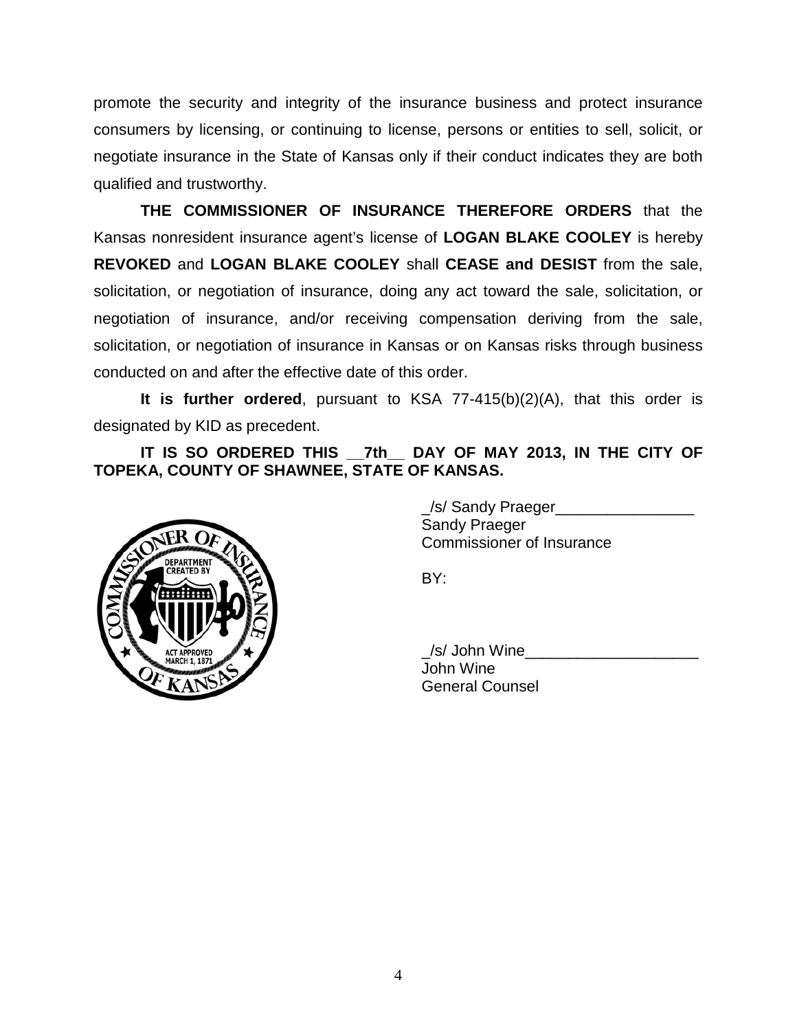promote the security and integrity of the insurance business and protect insurance consumers by licensing, or continuing to license, persons or entities to sell, solicit, or negotiate insurance in the State of Kansas only if their conduct indicates they are both qualified and trustworthy.

**THE COMMISSIONER OF INSURANCE THEREFORE ORDERS** that the Kansas nonresident insurance agent's license of **LOGAN BLAKE COOLEY** is hereby **REVOKED** and **LOGAN BLAKE COOLEY** shall **CEASE and DESIST** from the sale, solicitation, or negotiation of insurance, doing any act toward the sale, solicitation, or negotiation of insurance, and/or receiving compensation deriving from the sale, solicitation, or negotiation of insurance in Kansas or on Kansas risks through business conducted on and after the effective date of this order.

**It is further ordered**, pursuant to KSA 77-415(b)(2)(A), that this order is designated by KID as precedent.

**IT IS SO ORDERED THIS __7th__ DAY OF MAY 2013, IN THE CITY OF TOPEKA, COUNTY OF SHAWNEE, STATE OF KANSAS.**

_/s/ Sandy Praeger________________
Sandy Praeger
Commissioner of Insurance

BY:

_/s/ John Wine____________________
John Wine
General Counsel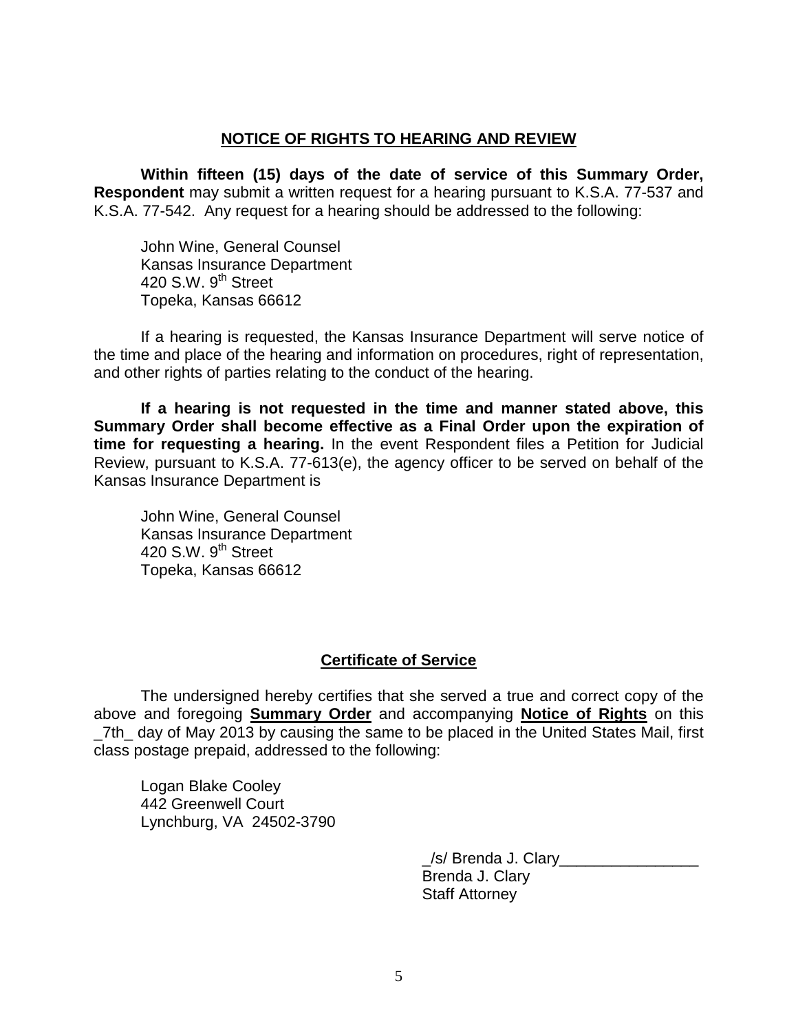## NOTICE OF RIGHTS TO HEARING AND REVIEW

**Within fifteen (15) days of the date of service of this Summary Order, Respondent** may submit a written request for a hearing pursuant to K.S.A. 77-537 and K.S.A. 77-542. Any request for a hearing should be addressed to the following:

John Wine, General Counsel
Kansas Insurance Department
420 S.W. 9th Street
Topeka, Kansas 66612

If a hearing is requested, the Kansas Insurance Department will serve notice of the time and place of the hearing and information on procedures, right of representation, and other rights of parties relating to the conduct of the hearing.

**If a hearing is not requested in the time and manner stated above, this Summary Order shall become effective as a Final Order upon the expiration of time for requesting a hearing.** In the event Respondent files a Petition for Judicial Review, pursuant to K.S.A. 77-613(e), the agency officer to be served on behalf of the Kansas Insurance Department is

John Wine, General Counsel
Kansas Insurance Department
420 S.W. 9th Street
Topeka, Kansas 66612

## Certificate of Service

The undersigned hereby certifies that she served a true and correct copy of the above and foregoing **Summary Order** and accompanying **Notice of Rights** on this _7th_ day of May 2013 by causing the same to be placed in the United States Mail, first class postage prepaid, addressed to the following:

Logan Blake Cooley
442 Greenwell Court
Lynchburg, VA 24502-3790

_/s/ Brenda J. Clary________________
Brenda J. Clary
Staff Attorney